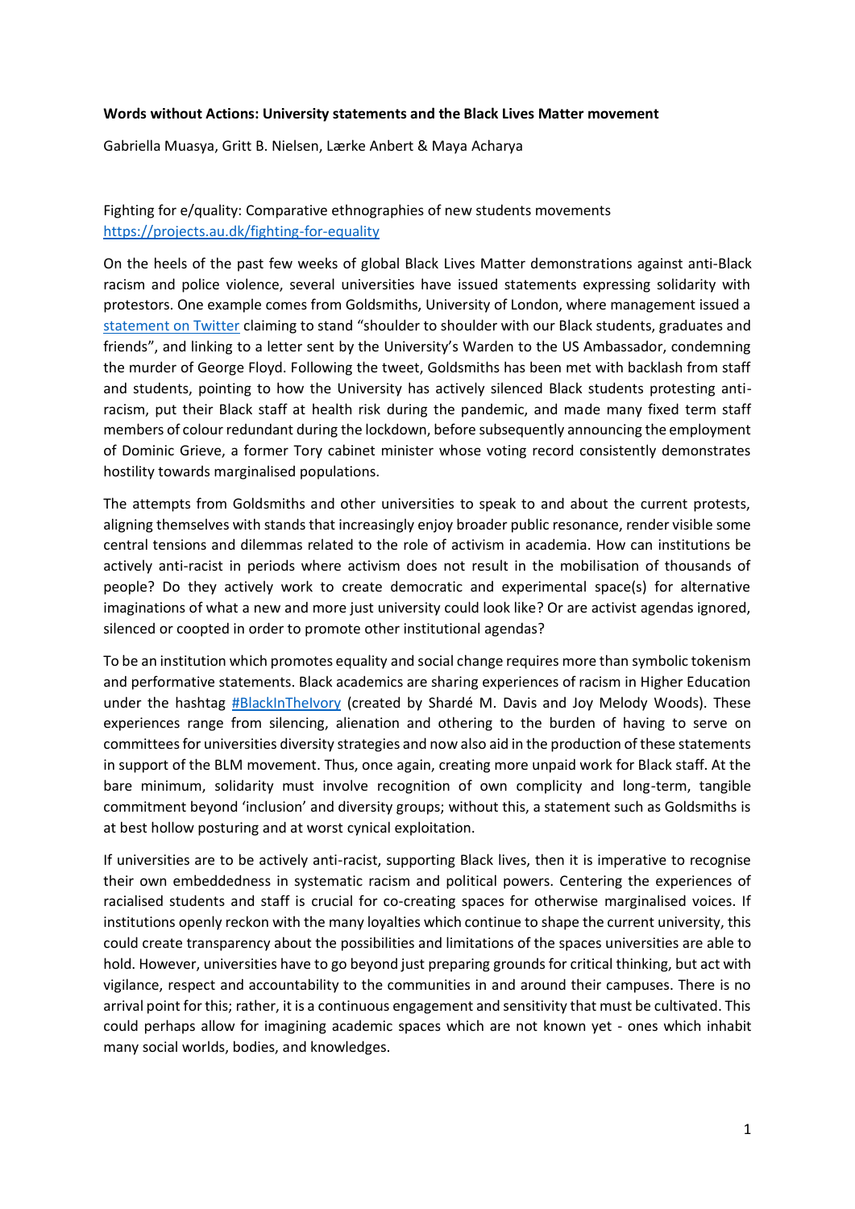**Words without Actions: University statements and the Black Lives Matter movement**

Gabriella Muasya, Gritt B. Nielsen, Lærke Anbert & Maya Acharya

Fighting for e/quality: Comparative ethnographies of new students movements
[https://projects.au.dk/fighting-for-equality](https://projects.au.dk/fighting-for-equality)

On the heels of the past few weeks of global Black Lives Matter demonstrations against anti-Black racism and police violence, several universities have issued statements expressing solidarity with protestors. One example comes from Goldsmiths, University of London, where management issued a [statement on Twitter](#) claiming to stand "shoulder to shoulder with our Black students, graduates and friends", and linking to a letter sent by the University's Warden to the US Ambassador, condemning the murder of George Floyd. Following the tweet, Goldsmiths has been met with backlash from staff and students, pointing to how the University has actively silenced Black students protesting anti-racism, put their Black staff at health risk during the pandemic, and made many fixed term staff members of colour redundant during the lockdown, before subsequently announcing the employment of Dominic Grieve, a former Tory cabinet minister whose voting record consistently demonstrates hostility towards marginalised populations.

The attempts from Goldsmiths and other universities to speak to and about the current protests, aligning themselves with stands that increasingly enjoy broader public resonance, render visible some central tensions and dilemmas related to the role of activism in academia. How can institutions be actively anti-racist in periods where activism does not result in the mobilisation of thousands of people? Do they actively work to create democratic and experimental space(s) for alternative imaginations of what a new and more just university could look like? Or are activist agendas ignored, silenced or coopted in order to promote other institutional agendas?

To be an institution which promotes equality and social change requires more than symbolic tokenism and performative statements. Black academics are sharing experiences of racism in Higher Education under the hashtag [#BlackInTheIvory](#) (created by Shardé M. Davis and Joy Melody Woods). These experiences range from silencing, alienation and othering to the burden of having to serve on committees for universities diversity strategies and now also aid in the production of these statements in support of the BLM movement. Thus, once again, creating more unpaid work for Black staff. At the bare minimum, solidarity must involve recognition of own complicity and long-term, tangible commitment beyond 'inclusion' and diversity groups; without this, a statement such as Goldsmiths is at best hollow posturing and at worst cynical exploitation.

If universities are to be actively anti-racist, supporting Black lives, then it is imperative to recognise their own embeddedness in systematic racism and political powers. Centering the experiences of racialised students and staff is crucial for co-creating spaces for otherwise marginalised voices. If institutions openly reckon with the many loyalties which continue to shape the current university, this could create transparency about the possibilities and limitations of the spaces universities are able to hold. However, universities have to go beyond just preparing grounds for critical thinking, but act with vigilance, respect and accountability to the communities in and around their campuses. There is no arrival point for this; rather, it is a continuous engagement and sensitivity that must be cultivated. This could perhaps allow for imagining academic spaces which are not known yet - ones which inhabit many social worlds, bodies, and knowledges.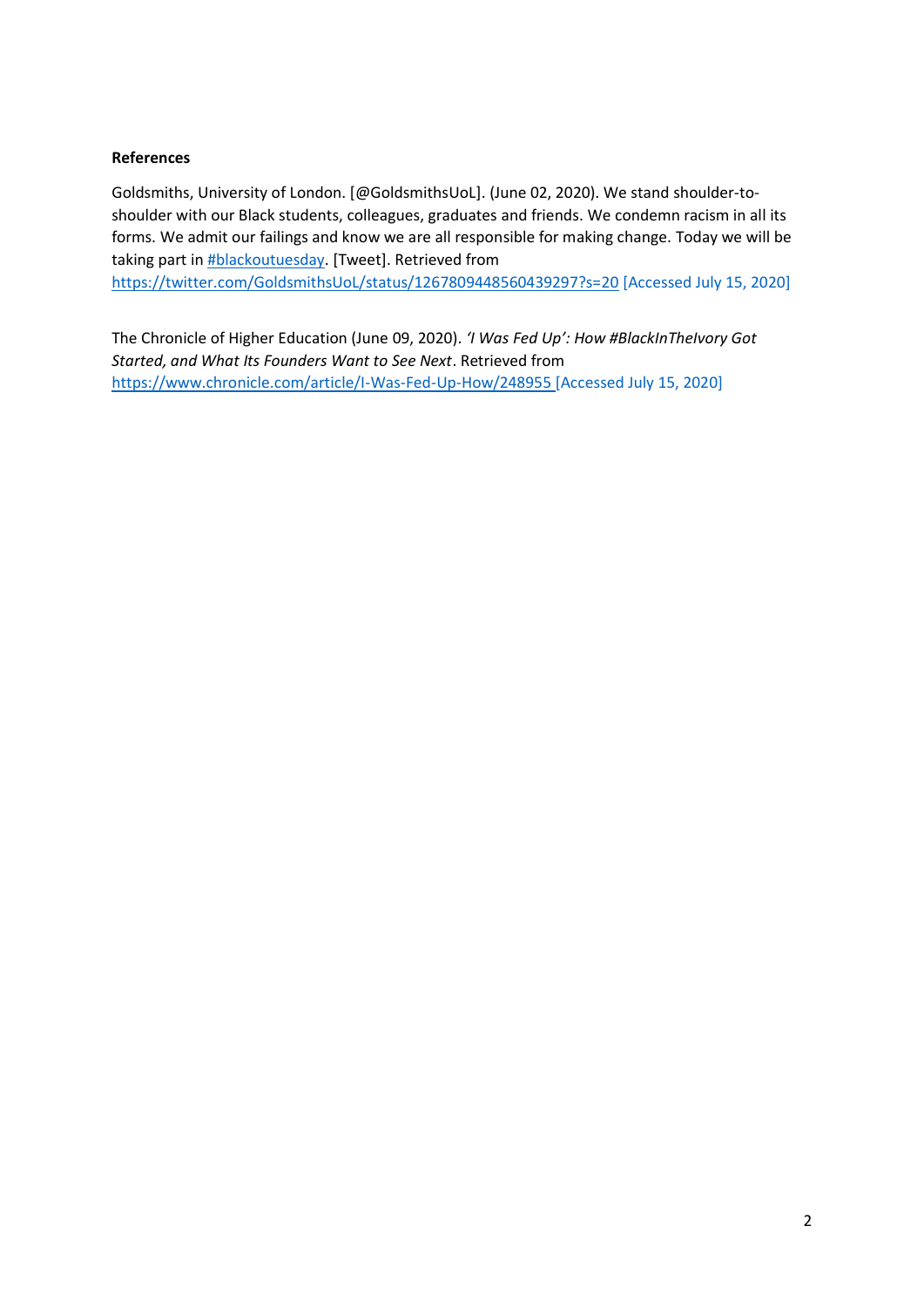**References**

Goldsmiths, University of London. [@GoldsmithsUoL]. (June 02, 2020). We stand shoulder-to-shoulder with our Black students, colleagues, graduates and friends. We condemn racism in all its forms. We admit our failings and know we are all responsible for making change. Today we will be taking part in #blackoutuesday. [Tweet]. Retrieved from https://twitter.com/GoldsmithsUoL/status/1267809448560439297?s=20 [Accessed July 15, 2020]

The Chronicle of Higher Education (June 09, 2020). *'I Was Fed Up': How #BlackInTheIvory Got Started, and What Its Founders Want to See Next*. Retrieved from https://www.chronicle.com/article/I-Was-Fed-Up-How/248955 [Accessed July 15, 2020]